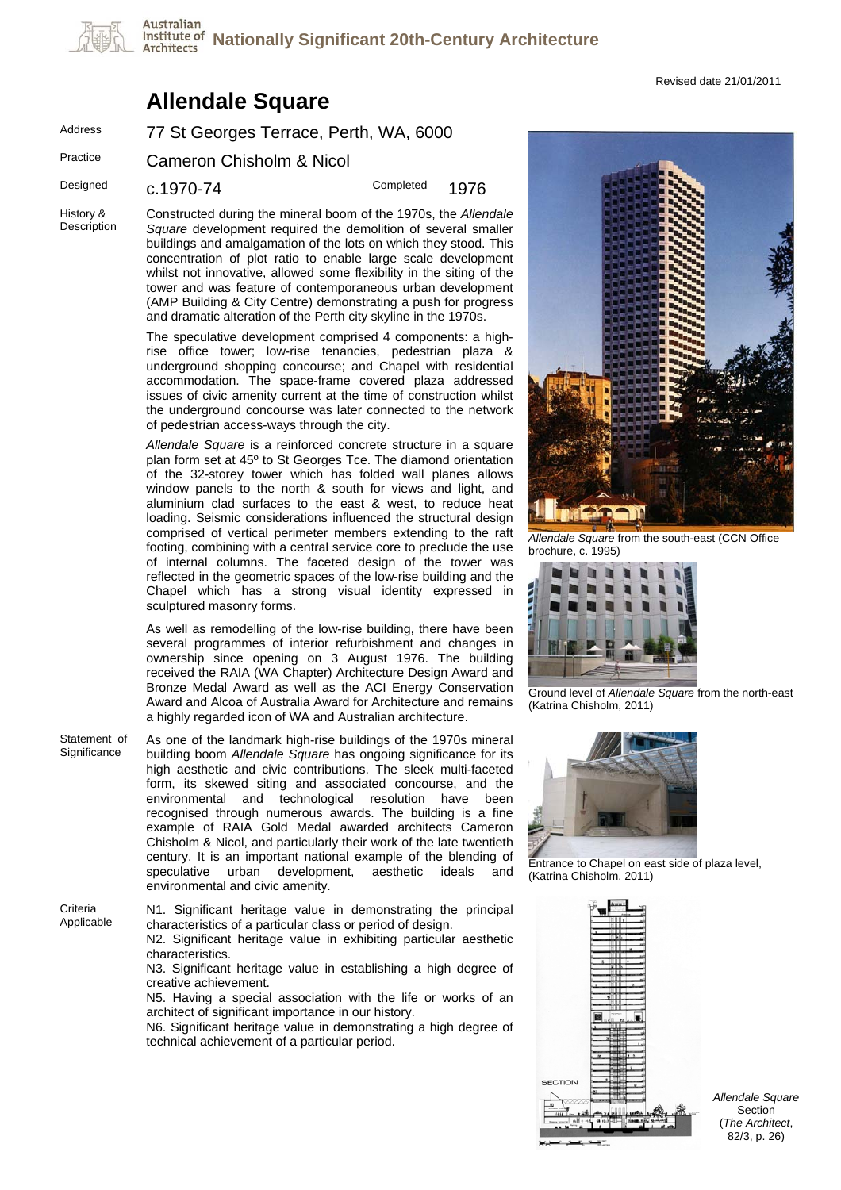# Allendale Square

Revised date 21/01/2011

**Address** 77 St Georges Terrace, Perth, WA, 6000

**Practice** Cameron Chisholm & Nicol

**Designed** c.1970-74 **Completed** 1976

**History & Description**

Constructed during the mineral boom of the 1970s, the *Allendale Square* development required the demolition of several smaller buildings and amalgamation of the lots on which they stood. This concentration of plot ratio to enable large scale development whilst not innovative, allowed some flexibility in the siting of the tower and was feature of contemporaneous urban development (AMP Building & City Centre) demonstrating a push for progress and dramatic alteration of the Perth city skyline in the 1970s.

The speculative development comprised 4 components: a high-rise office tower; low-rise tenancies, pedestrian plaza & underground shopping concourse; and Chapel with residential accommodation. The space-frame covered plaza addressed issues of civic amenity current at the time of construction whilst the underground concourse was later connected to the network of pedestrian access-ways through the city.

*Allendale Square* is a reinforced concrete structure in a square plan form set at 45º to St Georges Tce. The diamond orientation of the 32-storey tower which has folded wall planes allows window panels to the north & south for views and light, and aluminium clad surfaces to the east & west, to reduce heat loading. Seismic considerations influenced the structural design comprised of vertical perimeter members extending to the raft footing, combining with a central service core to preclude the use of internal columns. The faceted design of the tower was reflected in the geometric spaces of the low-rise building and the Chapel which has a strong visual identity expressed in sculptured masonry forms.

As well as remodelling of the low-rise building, there have been several programmes of interior refurbishment and changes in ownership since opening on 3 August 1976. The building received the RAIA (WA Chapter) Architecture Design Award and Bronze Medal Award as well as the ACI Energy Conservation Award and Alcoa of Australia Award for Architecture and remains a highly regarded icon of WA and Australian architecture.

**Statement of Significance**

As one of the landmark high-rise buildings of the 1970s mineral building boom *Allendale Square* has ongoing significance for its high aesthetic and civic contributions. The sleek multi-faceted form, its skewed siting and associated concourse, and the environmental and technological resolution have been recognised through numerous awards. The building is a fine example of RAIA Gold Medal awarded architects Cameron Chisholm & Nicol, and particularly their work of the late twentieth century. It is an important national example of the blending of speculative urban development, aesthetic ideals and environmental and civic amenity.

**Criteria Applicable**

N1. Significant heritage value in demonstrating the principal characteristics of a particular class or period of design.
N2. Significant heritage value in exhibiting particular aesthetic characteristics.
N3. Significant heritage value in establishing a high degree of creative achievement.
N5. Having a special association with the life or works of an architect of significant importance in our history.
N6. Significant heritage value in demonstrating a high degree of technical achievement of a particular period.

*Allendale Square* from the south-east (CCN Office brochure, c. 1995)

Ground level of *Allendale Square* from the north-east (Katrina Chisholm, 2011)

Entrance to Chapel on east side of plaza level, (Katrina Chisholm, 2011)

*Allendale Square* Section (*The Architect*, 82/3, p. 26)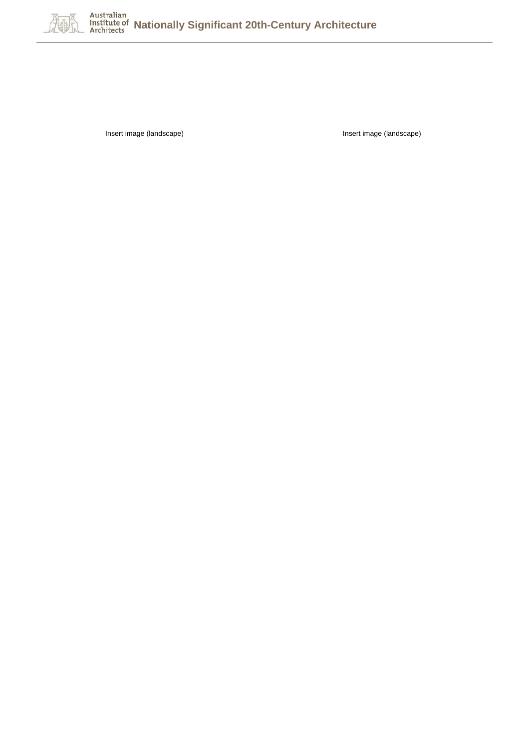Insert image (landscape)

Insert image (landscape)